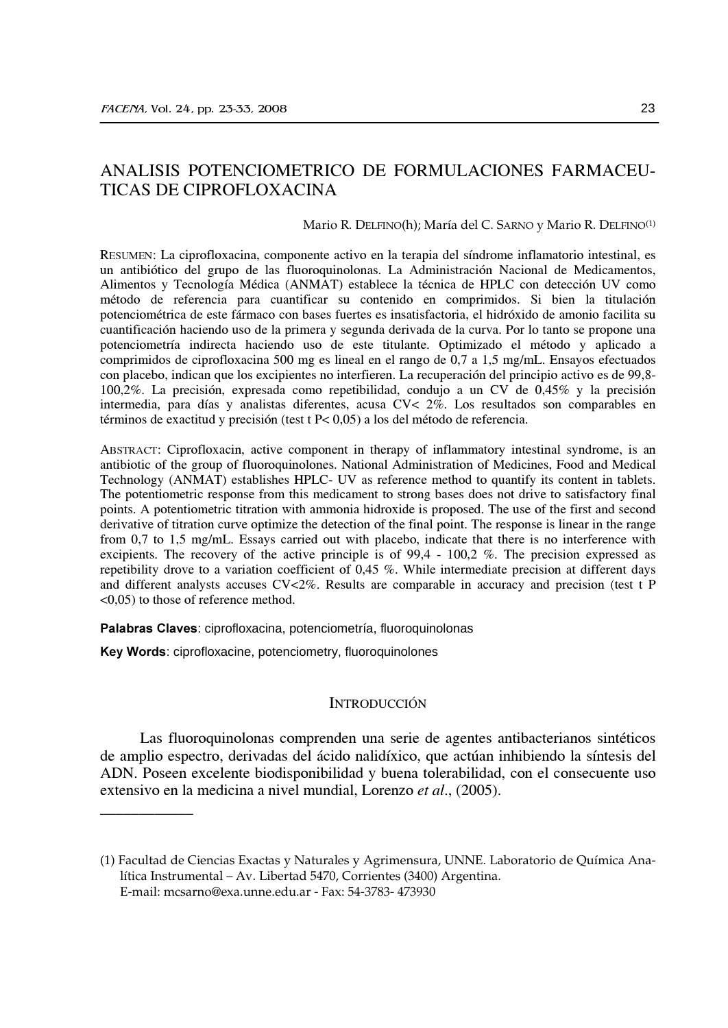# ANALISIS POTENCIOMETRICO DE FORMULACIONES FARMACEUTICAS DE CIPROFLOXACINA

Mario R. DELFINO(h); María del C. SARNO y Mario R. DELFINO[1]

RESUMEN: La ciprofloxacina, componente activo en la terapia del síndrome inflamatorio intestinal, es un antibiótico del grupo de las fluoroquinolonas. La Administración Nacional de Medicamentos, Alimentos y Tecnología Médica (ANMAT) establece la técnica de HPLC con detección UV como método de referencia para cuantificar su contenido en comprimidos. Si bien la titulación potenciométrica de este fármaco con bases fuertes es insatisfactoria, el hidróxido de amonio facilita su cuantificación haciendo uso de la primera y segunda derivada de la curva. Por lo tanto se propone una potenciometría indirecta haciendo uso de este titulante. Optimizado el método y aplicado a comprimidos de ciprofloxacina 500 mg es lineal en el rango de 0,7 a 1,5 mg/mL. Ensayos efectuados con placebo, indican que los excipientes no interfieren. La recuperación del principio activo es de 99,8-100,2%. La precisión, expresada como repetibilidad, condujo a un CV de 0,45% y la precisión intermedia, para días y analistas diferentes, acusa CV< 2%. Los resultados son comparables en términos de exactitud y precisión (test t P< 0,05) a los del método de referencia.

ABSTRACT: Ciprofloxacin, active component in therapy of inflammatory intestinal syndrome, is an antibiotic of the group of fluoroquinolones. National Administration of Medicines, Food and Medical Technology (ANMAT) establishes HPLC- UV as reference method to quantify its content in tablets. The potentiometric response from this medicament to strong bases does not drive to satisfactory final points. A potentiometric titration with ammonia hidroxide is proposed. The use of the first and second derivative of titration curve optimize the detection of the final point. The response is linear in the range from 0,7 to 1,5 mg/mL. Essays carried out with placebo, indicate that there is no interference with excipients. The recovery of the active principle is of 99,4 - 100,2 %. The precision expressed as repetibility drove to a variation coefficient of 0,45 %. While intermediate precision at different days and different analysts accuses CV<2%. Results are comparable in accuracy and precision (test t P <0,05) to those of reference method.

**Palabras Claves**: ciprofloxacina, potenciometría, fluoroquinolonas

**Key Words**: ciprofloxacine, potenciometry, fluoroquinolones

## INTRODUCCIÓN

Las fluoroquinolonas comprenden una serie de agentes antibacterianos sintéticos de amplio espectro, derivadas del ácido nalidíxico, que actúan inhibiendo la síntesis del ADN. Poseen excelente biodisponibilidad y buena tolerabilidad, con el consecuente uso extensivo en la medicina a nivel mundial, Lorenzo *et al*., (2005).

---

(1) Facultad de Ciencias Exactas y Naturales y Agrimensura, UNNE. Laboratorio de Química Analítica Instrumental – Av. Libertad 5470, Corrientes (3400) Argentina.
E-mail: mcsarno@exa.unne.edu.ar - Fax: 54-3783- 473930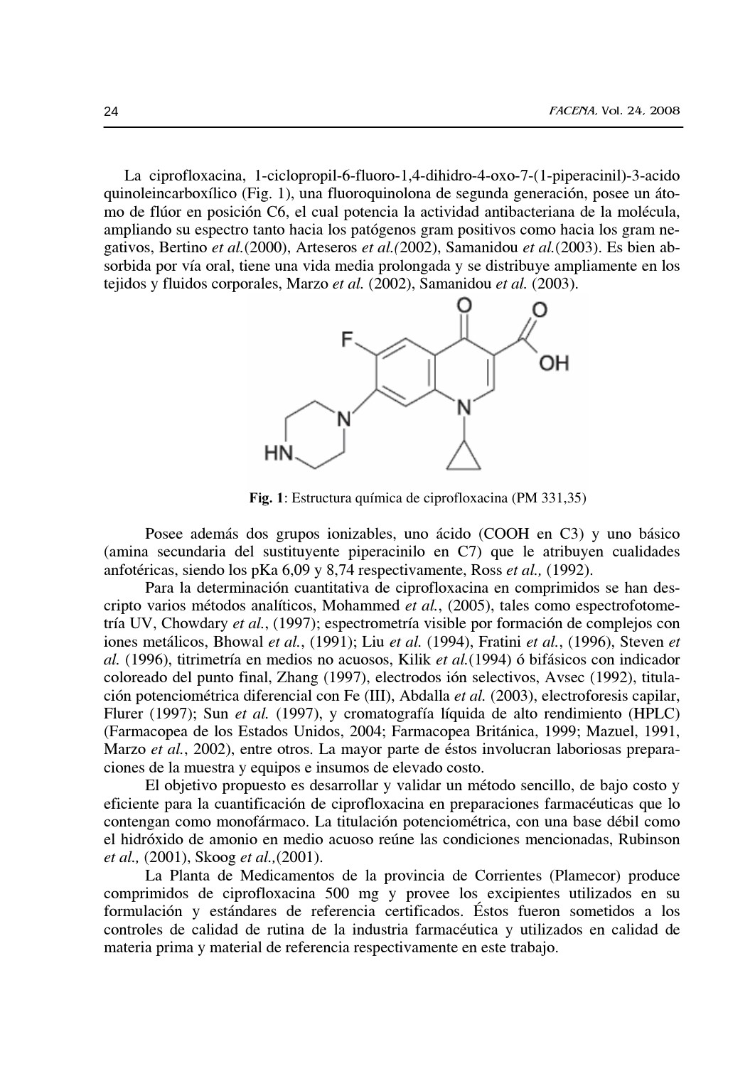La ciprofloxacina, 1-ciclopropil-6-fluoro-1,4-dihidro-4-oxo-7-(1-piperacinil)-3-acido quinoleincarboxílico (Fig. 1), una fluoroquinolona de segunda generación, posee un átomo de flúor en posición C6, el cual potencia la actividad antibacteriana de la molécula, ampliando su espectro tanto hacia los patógenos gram positivos como hacia los gram negativos, Bertino *et al.*(2000), Arteseros *et al.(*2002), Samanidou *et al.*(2003). Es bien absorbida por vía oral, tiene una vida media prolongada y se distribuye ampliamente en los tejidos y fluidos corporales, Marzo *et al.* (2002), Samanidou *et al.* (2003).

**Fig. 1**: Estructura química de ciprofloxacina (PM 331,35)

Posee además dos grupos ionizables, uno ácido (COOH en C3) y uno básico (amina secundaria del sustituyente piperacinilo en C7) que le atribuyen cualidades anfotéricas, siendo los pKa 6,09 y 8,74 respectivamente, Ross *et al.,* (1992).

Para la determinación cuantitativa de ciprofloxacina en comprimidos se han descripto varios métodos analíticos, Mohammed *et al.*, (2005), tales como espectrofotometría UV, Chowdary *et al.*, (1997); espectrometría visible por formación de complejos con iones metálicos, Bhowal *et al.*, (1991); Liu *et al.* (1994), Fratini *et al.*, (1996), Steven *et al.* (1996), titrimetría en medios no acuosos, Kilik *et al.*(1994) ó bifásicos con indicador coloreado del punto final, Zhang (1997), electrodos ión selectivos, Avsec (1992), titulación potenciométrica diferencial con Fe (III), Abdalla *et al.* (2003), electroforesis capilar, Flurer (1997); Sun *et al.* (1997), y cromatografía líquida de alto rendimiento (HPLC) (Farmacopea de los Estados Unidos, 2004; Farmacopea Británica, 1999; Mazuel, 1991, Marzo *et al.*, 2002), entre otros. La mayor parte de éstos involucran laboriosas preparaciones de la muestra y equipos e insumos de elevado costo.

El objetivo propuesto es desarrollar y validar un método sencillo, de bajo costo y eficiente para la cuantificación de ciprofloxacina en preparaciones farmacéuticas que lo contengan como monofármaco. La titulación potenciométrica, con una base débil como el hidróxido de amonio en medio acuoso reúne las condiciones mencionadas, Rubinson *et al.,* (2001), Skoog *et al.,*(2001).

La Planta de Medicamentos de la provincia de Corrientes (Plamecor) produce comprimidos de ciprofloxacina 500 mg y provee los excipientes utilizados en su formulación y estándares de referencia certificados. Éstos fueron sometidos a los controles de calidad de rutina de la industria farmacéutica y utilizados en calidad de materia prima y material de referencia respectivamente en este trabajo.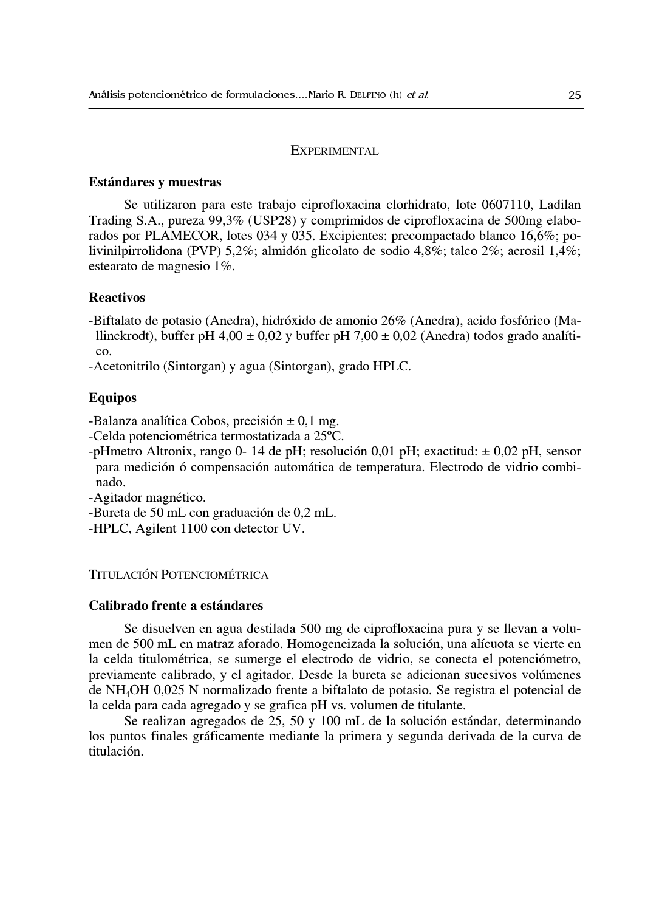## EXPERIMENTAL

### Estándares y muestras

Se utilizaron para este trabajo ciprofloxacina clorhidrato, lote 0607110, Ladilan Trading S.A., pureza 99,3% (USP28) y comprimidos de ciprofloxacina de 500mg elaborados por PLAMECOR, lotes 034 y 035. Excipientes: precompactado blanco 16,6%; polivinilpirrolidona (PVP) 5,2%; almidón glicolato de sodio 4,8%; talco 2%; aerosil 1,4%; estearato de magnesio 1%.

### Reactivos

- Biftalato de potasio (Anedra), hidróxido de amonio 26% (Anedra), acido fosfórico (Mallinckrodt), buffer pH 4,00 ± 0,02 y buffer pH 7,00 ± 0,02 (Anedra) todos grado analítico.
- Acetonitrilo (Sintorgan) y agua (Sintorgan), grado HPLC.

### Equipos

- Balanza analítica Cobos, precisión ± 0,1 mg.
- Celda potenciométrica termostatizada a 25ºC.
- pHmetro Altronix, rango 0- 14 de pH; resolución 0,01 pH; exactitud: ± 0,02 pH, sensor para medición ó compensación automática de temperatura. Electrodo de vidrio combinado.
- Agitador magnético.
- Bureta de 50 mL con graduación de 0,2 mL.
- HPLC, Agilent 1100 con detector UV.

## TITULACIÓN POTENCIOMÉTRICA

### Calibrado frente a estándares

Se disuelven en agua destilada 500 mg de ciprofloxacina pura y se llevan a volumen de 500 mL en matraz aforado. Homogeneizada la solución, una alícuota se vierte en la celda titulométrica, se sumerge el electrodo de vidrio, se conecta el potenciómetro, previamente calibrado, y el agitador. Desde la bureta se adicionan sucesivos volúmenes de $NH_4OH$ 0,025 N normalizado frente a biftalato de potasio. Se registra el potencial de la celda para cada agregado y se grafica pH vs. volumen de titulante.

Se realizan agregados de 25, 50 y 100 mL de la solución estándar, determinando los puntos finales gráficamente mediante la primera y segunda derivada de la curva de titulación.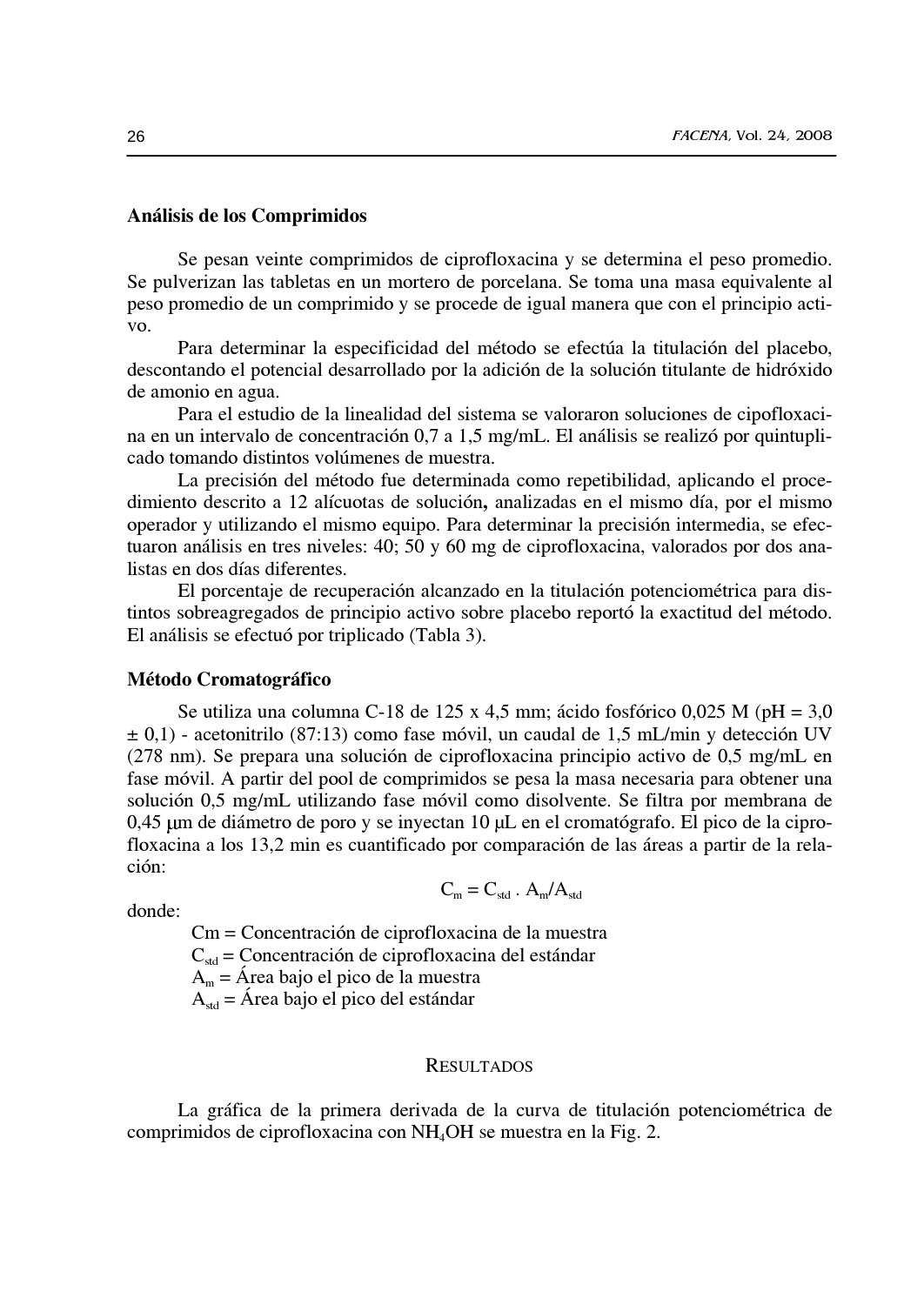### Análisis de los Comprimidos

Se pesan veinte comprimidos de ciprofloxacina y se determina el peso promedio. Se pulverizan las tabletas en un mortero de porcelana. Se toma una masa equivalente al peso promedio de un comprimido y se procede de igual manera que con el principio activo.

Para determinar la especificidad del método se efectúa la titulación del placebo, descontando el potencial desarrollado por la adición de la solución titulante de hidróxido de amonio en agua.

Para el estudio de la linealidad del sistema se valoraron soluciones de cipofloxacina en un intervalo de concentración 0,7 a 1,5 mg/mL. El análisis se realizó por quintuplicado tomando distintos volúmenes de muestra.

La precisión del método fue determinada como repetibilidad, aplicando el procedimiento descrito a 12 alícuotas de solución**,** analizadas en el mismo día, por el mismo operador y utilizando el mismo equipo. Para determinar la precisión intermedia, se efectuaron análisis en tres niveles: 40; 50 y 60 mg de ciprofloxacina, valorados por dos analistas en dos días diferentes.

El porcentaje de recuperación alcanzado en la titulación potenciométrica para distintos sobreagregados de principio activo sobre placebo reportó la exactitud del método. El análisis se efectuó por triplicado (Tabla 3).

### Método Cromatográfico

Se utiliza una columna C-18 de 125 x 4,5 mm; ácido fosfórico 0,025 M (pH = 3,0 ± 0,1) - acetonitrilo (87:13) como fase móvil, un caudal de 1,5 mL/min y detección UV (278 nm). Se prepara una solución de ciprofloxacina principio activo de 0,5 mg/mL en fase móvil. A partir del pool de comprimidos se pesa la masa necesaria para obtener una solución 0,5 mg/mL utilizando fase móvil como disolvente. Se filtra por membrana de 0,45 μm de diámetro de poro y se inyectan 10 μL en el cromatógrafo. El pico de la ciprofloxacina a los 13,2 min es cuantificado por comparación de las áreas a partir de la relación:

$$C_m = C_{std} \cdot A_m/A_{std}$$

donde:

- $C_m$ = Concentración de ciprofloxacina de la muestra
- $C_{std}$ = Concentración de ciprofloxacina del estándar
- $A_m$ = Área bajo el pico de la muestra
- $A_{std}$ = Área bajo el pico del estándar

## Resultados

La gráfica de la primera derivada de la curva de titulación potenciométrica de comprimidos de ciprofloxacina con $NH_4OH$ se muestra en la Fig. 2.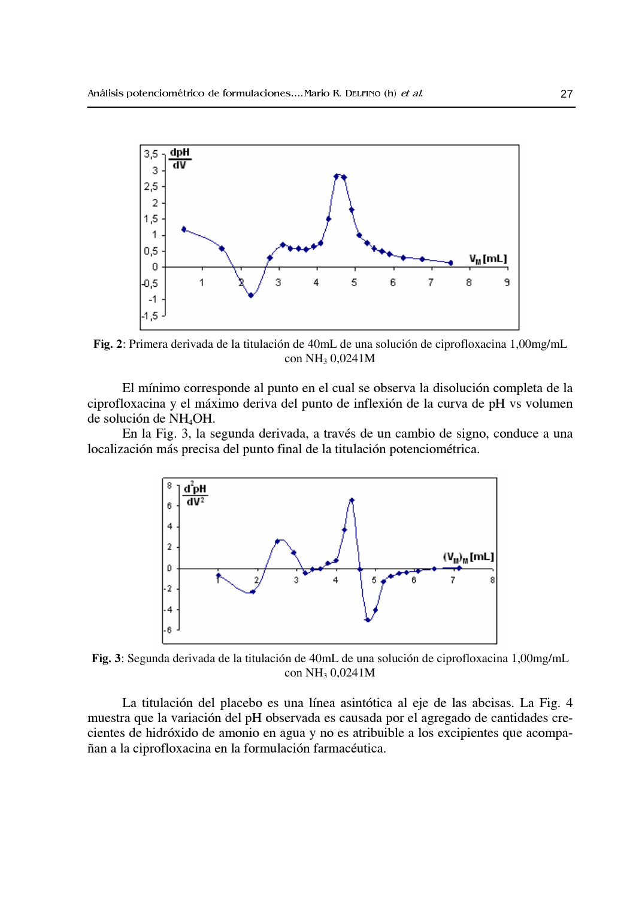**Fig. 2**: Primera derivada de la titulación de 40mL de una solución de ciprofloxacina 1,00mg/mL con $NH_3$ 0,0241M

El mínimo corresponde al punto en el cual se observa la disolución completa de la ciprofloxacina y el máximo deriva del punto de inflexión de la curva de pH vs volumen de solución de $NH_4OH$.

En la Fig. 3, la segunda derivada, a través de un cambio de signo, conduce a una localización más precisa del punto final de la titulación potenciométrica.

**Fig. 3**: Segunda derivada de la titulación de 40mL de una solución de ciprofloxacina 1,00mg/mL con $NH_3$ 0,0241M

La titulación del placebo es una línea asintótica al eje de las abcisas. La Fig. 4 muestra que la variación del pH observada es causada por el agregado de cantidades crecientes de hidróxido de amonio en agua y no es atribuible a los excipientes que acompañan a la ciprofloxacina en la formulación farmacéutica.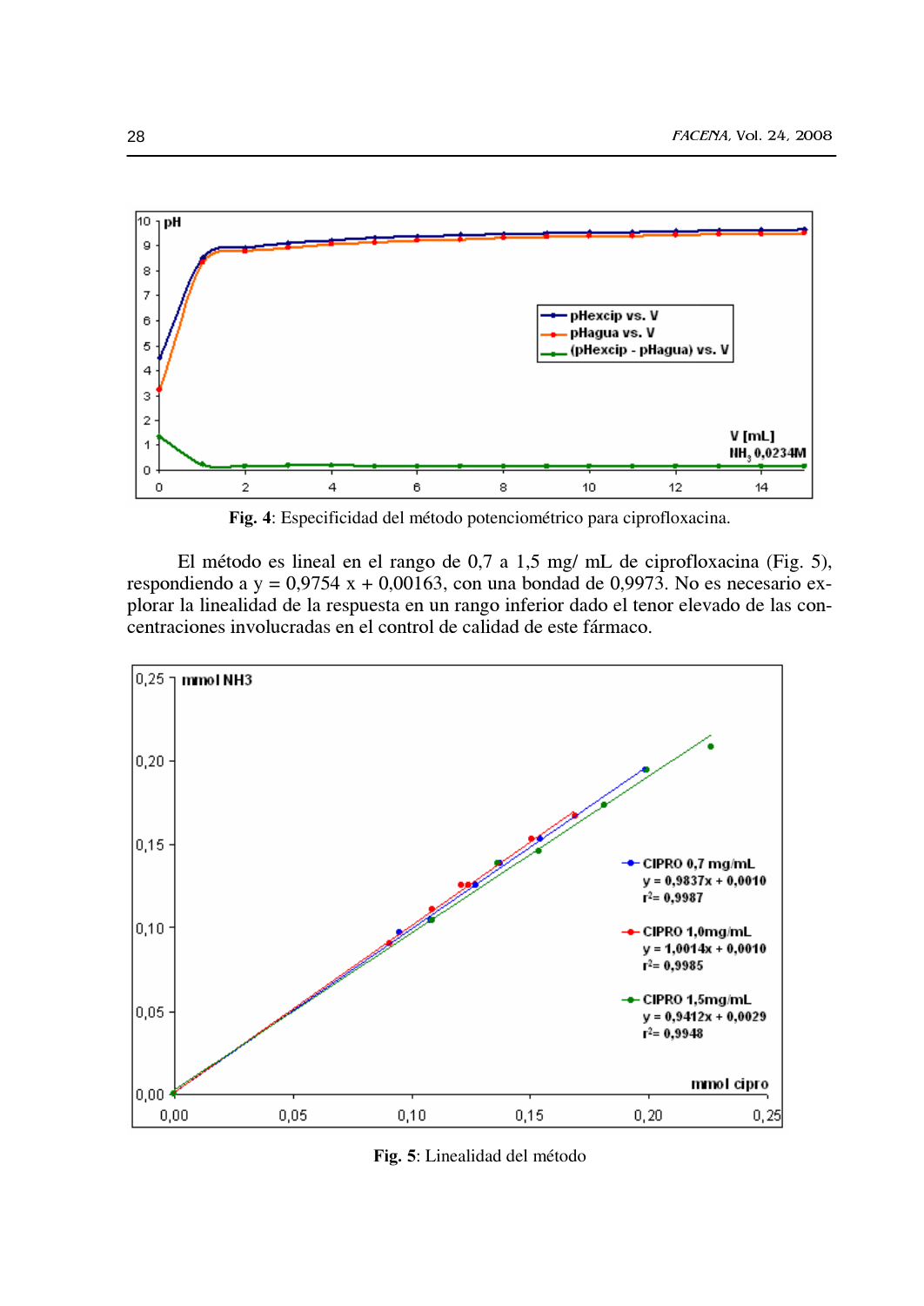**Fig. 4**: Especificidad del método potenciométrico para ciprofloxacina.

El método es lineal en el rango de 0,7 a 1,5 mg/ mL de ciprofloxacina (Fig. 5), respondiendo a y = 0,9754 x + 0,00163, con una bondad de 0,9973. No es necesario explorar la linealidad de la respuesta en un rango inferior dado el tenor elevado de las concentraciones involucradas en el control de calidad de este fármaco.

**Fig. 5**: Linealidad del método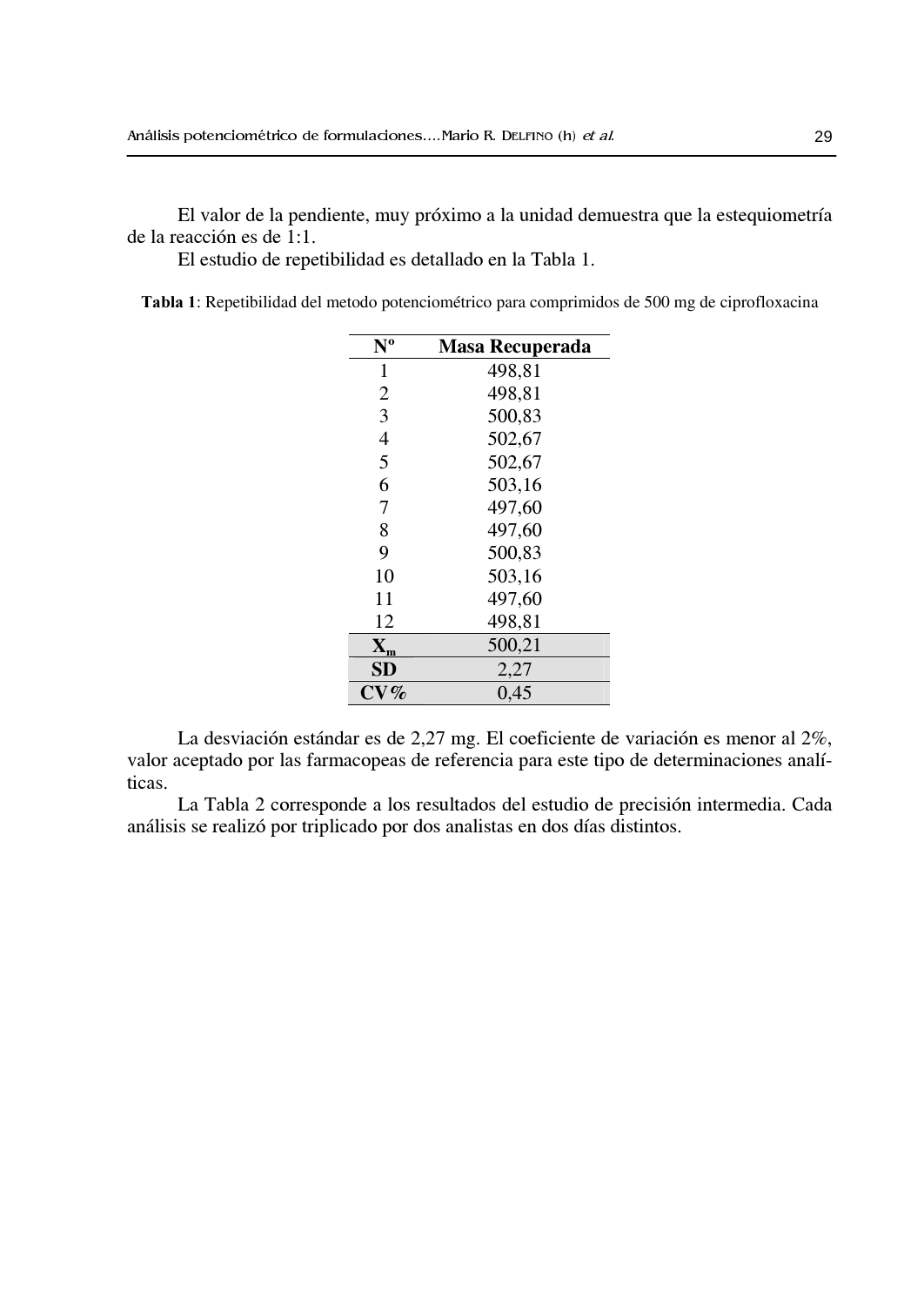El valor de la pendiente, muy próximo a la unidad demuestra que la estequiometría de la reacción es de 1:1.

El estudio de repetibilidad es detallado en la Tabla 1.

**Tabla 1**: Repetibilidad del metodo potenciométrico para comprimidos de 500 mg de ciprofloxacina

| Nº | Masa Recuperada |
|---|---|
| 1 | 498,81 |
| 2 | 498,81 |
| 3 | 500,83 |
| 4 | 502,67 |
| 5 | 502,67 |
| 6 | 503,16 |
| 7 | 497,60 |
| 8 | 497,60 |
| 9 | 500,83 |
| 10 | 503,16 |
| 11 | 497,60 |
| 12 | 498,81 |
| **$X_m$** | 500,21 |
| **SD** | 2,27 |
| **CV%** | 0,45 |

La desviación estándar es de 2,27 mg. El coeficiente de variación es menor al 2%, valor aceptado por las farmacopeas de referencia para este tipo de determinaciones analíticas.

La Tabla 2 corresponde a los resultados del estudio de precisión intermedia. Cada análisis se realizó por triplicado por dos analistas en dos días distintos.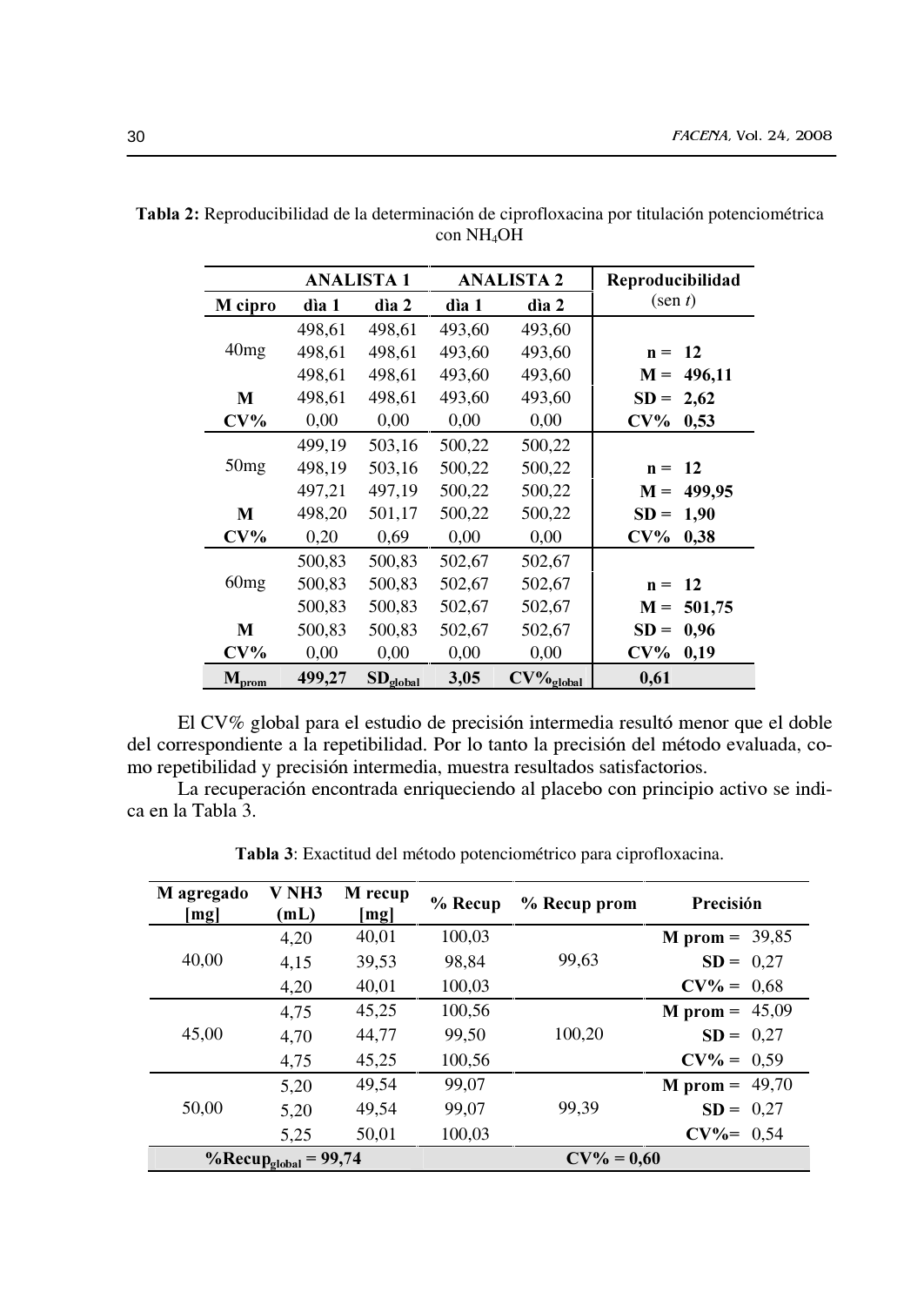**Tabla 2:** Reproducibilidad de la determinación de ciprofloxacina por titulación potenciométrica con $NH_4OH$

| | ANALISTA 1 | | ANALISTA 2 | | Reproducibilidad (sen *t*) |
|---|---|---|---|---|---|
| **M cipro** | **dìa 1** | **dìa 2** | **dìa 1** | **dìa 2** | |
| | 498,61 | 498,61 | 493,60 | 493,60 | |
| 40mg | 498,61 | 498,61 | 493,60 | 493,60 | **n = 12** |
| | 498,61 | 498,61 | 493,60 | 493,60 | **M = 496,11** |
| **M** | 498,61 | 498,61 | 493,60 | 493,60 | **SD = 2,62** |
| **CV%** | 0,00 | 0,00 | 0,00 | 0,00 | **CV% 0,53** |
| | 499,19 | 503,16 | 500,22 | 500,22 | |
| 50mg | 498,19 | 503,16 | 500,22 | 500,22 | **n = 12** |
| | 497,21 | 497,19 | 500,22 | 500,22 | **M = 499,95** |
| **M** | 498,20 | 501,17 | 500,22 | 500,22 | **SD = 1,90** |
| **CV%** | 0,20 | 0,69 | 0,00 | 0,00 | **CV% 0,38** |
| | 500,83 | 500,83 | 502,67 | 502,67 | |
| 60mg | 500,83 | 500,83 | 502,67 | 502,67 | **n = 12** |
| | 500,83 | 500,83 | 502,67 | 502,67 | **M = 501,75** |
| **M** | 500,83 | 500,83 | 502,67 | 502,67 | **SD = 0,96** |
| **CV%** | 0,00 | 0,00 | 0,00 | 0,00 | **CV% 0,19** |
| **$M_{prom}$** | **499,27** | **$SD_{global}$** | **3,05** | **$CV\%_{global}$** | **0,61** |

El CV% global para el estudio de precisión intermedia resultó menor que el doble del correspondiente a la repetibilidad. Por lo tanto la precisión del método evaluada, como repetibilidad y precisión intermedia, muestra resultados satisfactorios.

La recuperación encontrada enriqueciendo al placebo con principio activo se indica en la Tabla 3.

**Tabla 3**: Exactitud del método potenciométrico para ciprofloxacina.

| M agregado [mg] | V NH3 (mL) | M recup [mg] | % Recup | % Recup prom | Precisión |
|---|---|---|---|---|---|
| | 4,20 | 40,01 | 100,03 | | **M prom =** 39,85 |
| 40,00 | 4,15 | 39,53 | 98,84 | 99,63 | **SD =** 0,27 |
| | 4,20 | 40,01 | 100,03 | | **CV% =** 0,68 |
| | 4,75 | 45,25 | 100,56 | | **M prom =** 45,09 |
| 45,00 | 4,70 | 44,77 | 99,50 | 100,20 | **SD =** 0,27 |
| | 4,75 | 45,25 | 100,56 | | **CV% =** 0,59 |
| | 5,20 | 49,54 | 99,07 | | **M prom =** 49,70 |
| 50,00 | 5,20 | 49,54 | 99,07 | 99,39 | **SD =** 0,27 |
| | 5,25 | 50,01 | 100,03 | | **CV%=** 0,54 |
| **$\%Recup_{global}$ = 99,74** | | | **CV% = 0,60** | | |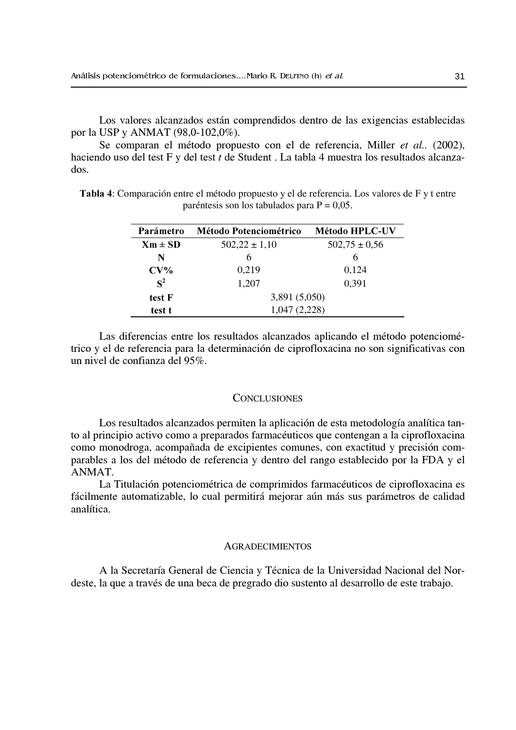Los valores alcanzados están comprendidos dentro de las exigencias establecidas por la USP y ANMAT (98,0-102,0%).

Se comparan el método propuesto con el de referencia, Miller *et al.*. (2002), haciendo uso del test F y del test *t* de Student . La tabla 4 muestra los resultados alcanzados.

**Tabla 4**: Comparación entre el método propuesto y el de referencia. Los valores de F y t entre paréntesis son los tabulados para P = 0,05.

| Parámetro | Método Potenciométrico | Método HPLC-UV |
|---|---|---|
| **Xm ± SD** | 502,22 ± 1,10 | 502,75 ± 0,56 |
| **N** | 6 | 6 |
| **CV%** | 0,219 | 0,124 |
| **$S^2$** | 1,207 | 0,391 |
| **test F** | 3,891 (5,050) | |
| **test t** | 1,047 (2,228) | |

Las diferencias entre los resultados alcanzados aplicando el método potenciométrico y el de referencia para la determinación de ciprofloxacina no son significativas con un nivel de confianza del 95%.

## Conclusiones

Los resultados alcanzados permiten la aplicación de esta metodología analítica tanto al principio activo como a preparados farmacéuticos que contengan a la ciprofloxacina como monodroga, acompañada de excipientes comunes, con exactitud y precisión comparables a los del método de referencia y dentro del rango establecido por la FDA y el ANMAT.

La Titulación potenciométrica de comprimidos farmacéuticos de ciprofloxacina es fácilmente automatizable, lo cual permitirá mejorar aún más sus parámetros de calidad analítica.

## Agradecimientos

A la Secretaría General de Ciencia y Técnica de la Universidad Nacional del Nordeste, la que a través de una beca de pregrado dio sustento al desarrollo de este trabajo.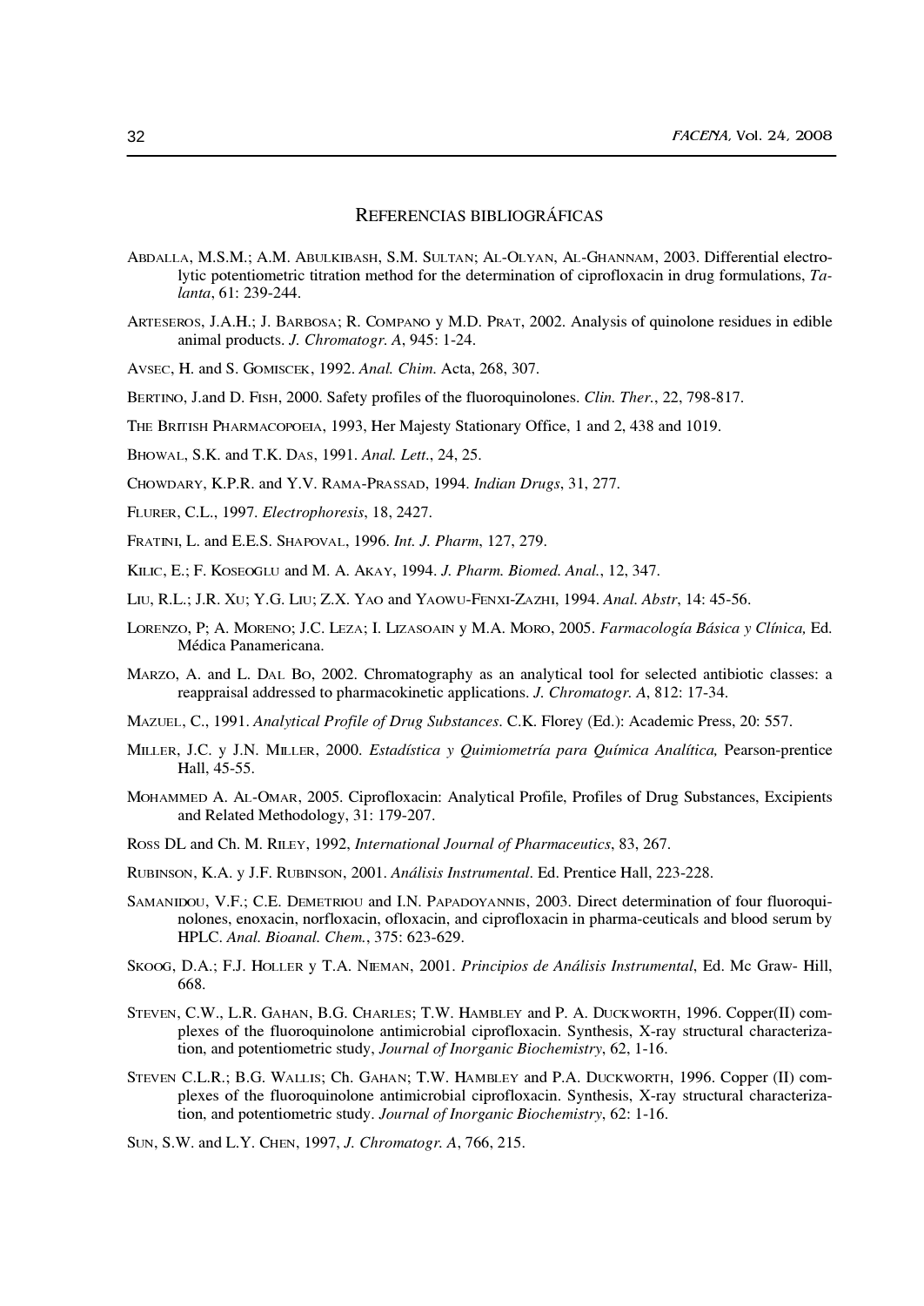## REFERENCIAS BIBLIOGRÁFICAS

ABDALLA, M.S.M.; A.M. ABULKIBASH, S.M. SULTAN; AL-OLYAN, AL-GHANNAM, 2003. Differential electrolytic potentiometric titration method for the determination of ciprofloxacin in drug formulations, *Talanta*, 61: 239-244.

ARTESEROS, J.A.H.; J. BARBOSA; R. COMPANO y M.D. PRAT, 2002. Analysis of quinolone residues in edible animal products. *J. Chromatogr. A*, 945: 1-24.

AVSEC, H. and S. GOMISCEK, 1992. *Anal. Chim.* Acta, 268, 307.

BERTINO, J.and D. FISH, 2000. Safety profiles of the fluoroquinolones. *Clin. Ther.*, 22, 798-817.

THE BRITISH PHARMACOPOEIA, 1993, Her Majesty Stationary Office, 1 and 2, 438 and 1019.

BHOWAL, S.K. and T.K. DAS, 1991. *Anal. Lett.*, 24, 25.

CHOWDARY, K.P.R. and Y.V. RAMA-PRASSAD, 1994. *Indian Drugs*, 31, 277.

FLURER, C.L., 1997. *Electrophoresis*, 18, 2427.

FRATINI, L. and E.E.S. SHAPOVAL, 1996. *Int. J. Pharm*, 127, 279.

KILIC, E.; F. KOSEOGLU and M. A. AKAY, 1994. *J. Pharm. Biomed. Anal.*, 12, 347.

LIU, R.L.; J.R. XU; Y.G. LIU; Z.X. YAO and YAOWU-FENXI-ZAZHI, 1994. *Anal. Abstr*, 14: 45-56.

LORENZO, P; A. MORENO; J.C. LEZA; I. LIZASOAIN y M.A. MORO, 2005. *Farmacología Básica y Clínica,* Ed. Médica Panamericana.

MARZO, A. and L. DAL BO, 2002. Chromatography as an analytical tool for selected antibiotic classes: a reappraisal addressed to pharmacokinetic applications. *J. Chromatogr. A*, 812: 17-34.

MAZUEL, C., 1991. *Analytical Profile of Drug Substances*. C.K. Florey (Ed.): Academic Press, 20: 557.

MILLER, J.C. y J.N. MILLER, 2000. *Estadística y Quimiometría para Química Analítica,* Pearson-prentice Hall, 45-55.

MOHAMMED A. AL-OMAR, 2005. Ciprofloxacin: Analytical Profile, Profiles of Drug Substances, Excipients and Related Methodology, 31: 179-207.

ROSS DL and Ch. M. RILEY, 1992, *International Journal of Pharmaceutics*, 83, 267.

RUBINSON, K.A. y J.F. RUBINSON, 2001. *Análisis Instrumental*. Ed. Prentice Hall, 223-228.

SAMANIDOU, V.F.; C.E. DEMETRIOU and I.N. PAPADOYANNIS, 2003. Direct determination of four fluoroquinolones, enoxacin, norfloxacin, ofloxacin, and ciprofloxacin in pharma-ceuticals and blood serum by HPLC. *Anal. Bioanal. Chem.*, 375: 623-629.

SKOOG, D.A.; F.J. HOLLER y T.A. NIEMAN, 2001. *Principios de Análisis Instrumental*, Ed. Mc Graw- Hill, 668.

STEVEN, C.W., L.R. GAHAN, B.G. CHARLES; T.W. HAMBLEY and P. A. DUCKWORTH, 1996. Copper(II) complexes of the fluoroquinolone antimicrobial ciprofloxacin. Synthesis, X-ray structural characterization, and potentiometric study, *Journal of Inorganic Biochemistry*, 62, 1-16.

STEVEN C.L.R.; B.G. WALLIS; Ch. GAHAN; T.W. HAMBLEY and P.A. DUCKWORTH, 1996. Copper (II) complexes of the fluoroquinolone antimicrobial ciprofloxacin. Synthesis, X-ray structural characterization, and potentiometric study. *Journal of Inorganic Biochemistry*, 62: 1-16.

SUN, S.W. and L.Y. CHEN, 1997, *J. Chromatogr. A*, 766, 215.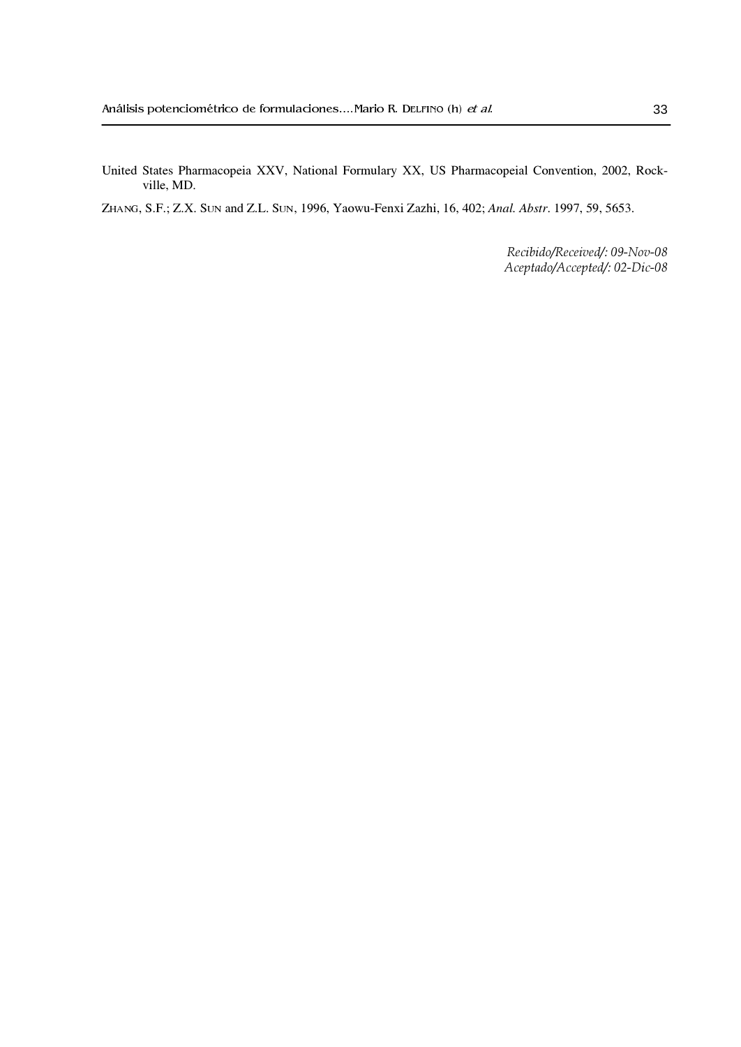United States Pharmacopeia XXV, National Formulary XX, US Pharmacopeial Convention, 2002, Rockville, MD.

ZHANG, S.F.; Z.X. SUN and Z.L. SUN, 1996, Yaowu-Fenxi Zazhi, 16, 402; *Anal. Abstr*. 1997, 59, 5653.

*Recibido/Received/: 09-Nov-08*
*Aceptado/Accepted/: 02-Dic-08*